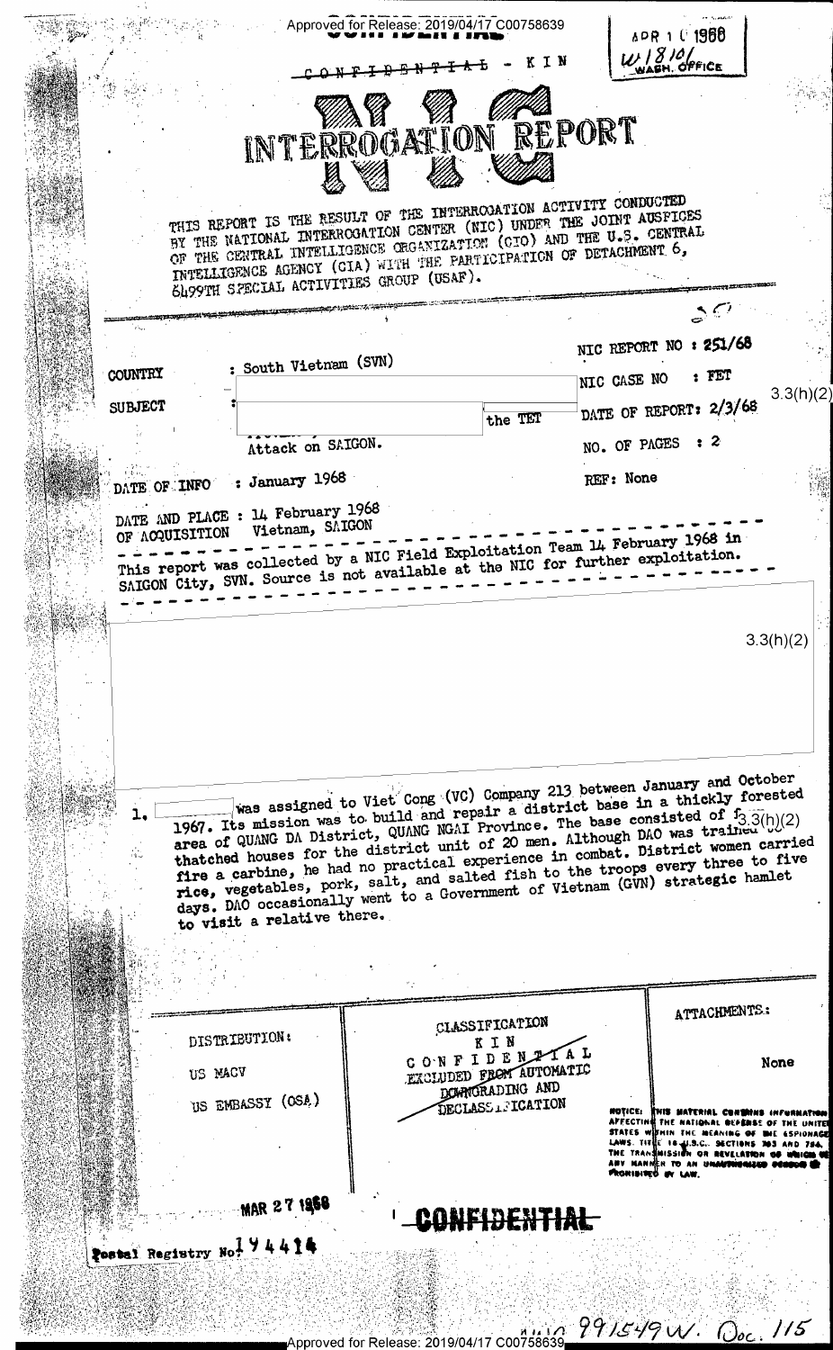CONFIDENTIAL - KIN

APR 1 0 1968
W/810/ WASH. OFFICE

# NIC INTERROGATION REPORT

THIS REPORT IS THE RESULT OF THE INTERROGATION ACTIVITY CONDUCTED BY THE NATIONAL INTERROGATION CENTER (NIC) UNDER THE JOINT AUSPICES OF THE CENTRAL INTELLIGENCE ORGANIZATION (CIO) AND THE U.S. CENTRAL INTELLIGENCE AGENCY (CIA) WITH THE PARTICIPATION OF DETACHMENT 6, 6499TH SPECIAL ACTIVITIES GROUP (USAF).

| | | | |
|---|---|---|---|
| COUNTRY | : South Vietnam (SVN) | NIC REPORT NO | : 251/68 |
| | | NIC CASE NO | : FET |
| SUBJECT | : [redacted] the TET Attack on SAIGON. | DATE OF REPORT | : 2/3/68 |
| | | NO. OF PAGES | : 2 |
| DATE OF INFO | : January 1968 | REF | : None |
| DATE AND PLACE OF ACQUISITION | : 14 February 1968 Vietnam, SAIGON | | |

This report was collected by a NIC Field Exploitation Team 14 February 1968 in SAIGON City, SVN. Source is not available at the NIC for further exploitation.

3.3(h)(2)

[redacted]

1. [redacted] was assigned to Viet Cong (VC) Company 213 between January and October 1967. Its mission was to build and repair a district base in a thickly forested area of QUANG DA District, QUANG NGAI Province. The base consisted of [3.3(h)(2)] thatched houses for the district unit of 20 men. Although DAO was trained to fire a carbine, he had no practical experience in combat. District women carried rice, vegetables, pork, salt, and salted fish to the troops every three to five days. DAO occasionally went to a Government of Vietnam (GVN) strategic hamlet to visit a relative there.

| DISTRIBUTION: | CLASSIFICATION | ATTACHMENTS: |
|---|---|---|
| US MACV | KIN | None |
| US EMBASSY (OSA) | CONFIDENTIAL | |
| | EXCLUDED FROM AUTOMATIC DOWNGRADING AND DECLASSIFICATION | |

NOTICE: THIS MATERIAL CONTAINS INFORMATION AFFECTING THE NATIONAL DEFENSE OF THE UNITED STATES WITHIN THE MEANING OF THE ESPIONAGE LAWS, TITLE 18 U.S.C. SECTIONS 793 AND 794, THE TRANSMISSION OR REVELATION OF WHICH IN ANY MANNER TO AN UNAUTHORIZED PERSON IS PROHIBITED BY LAW.

MAR 27 1968

CONFIDENTIAL

Postal Registry No. 194414

991549 W. Doc. 115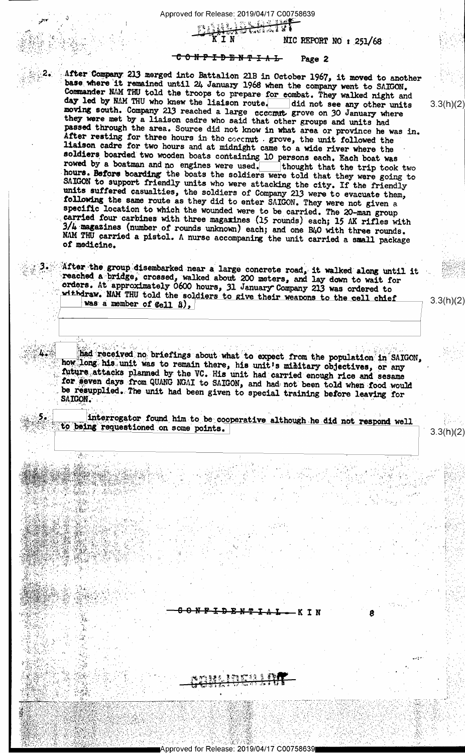CONFIDENTIAL

KIN NIC REPORT NO : 251/68

CONFIDENTIAL Page 2

2. After Company 213 merged into Battalion 21B in October 1967, it moved to another base where it remained until 24 January 1968 when the company went to SAIGON. Commander NAM THU told the troops to prepare for combat. They walked night and day led by NAM THU who knew the liaison route. did not see any other units moving south. Company 213 reached a large coconut grove on 30 January where they were met by a liaison cadre who said that other groups and units had passed through the area. Source did not know in what area or province he was in. After resting for three hours in the coconut grove, the unit followed the liaison cadre for two hours and at midnight came to a wide river where the soldiers boarded two wooden boats containing 10 persons each. Each boat was rowed by a boatman and no engines were used. thought that the trip took two hours. Before boarding the boats the soldiers were told that they were going to SAIGON to support friendly units who were attacking the city. If the friendly units suffered casualties, the soldiers of Company 213 were to evacuate them, following the same route as they did to enter SAIGON. They were not given a specific location to which the wounded were to be carried. The 20-man group carried four carbines with three magazines (15 rounds) each; 15 AK rifles with 3/4 magazines (number of rounds unknown) each; and one B40 with three rounds. NAM THU carried a pistol. A nurse accompanying the unit carried a small package of medicine.

3.3(h)(2)

3. After the group disembarked near a large concrete road, it walked along until it reached a bridge, crossed, walked about 200 meters, and lay down to wait for orders. At approximately 0600 hours, 31 January Company 213 was ordered to withdraw. NAM THU told the soldiers to give their weapons to the cell chief was a member of Cell 4),

3.3(h)(2)

4. had received no briefings about what to expect from the population in SAIGON, how long his unit was to remain there, his unit's military objectives, or any future attacks planned by the VC. His unit had carried enough rice and sesame for seven days from QUANG NGAI to SAIGON, and had not been told when food would be resupplied. The unit had been given no special training before leaving for SAIGON.

5. interrogator found him to be cooperative although he did not respond well to being requestioned on some points.

3.3(h)(2)

CONFIDENTIAL KIN

8

CONFIDENTIAL